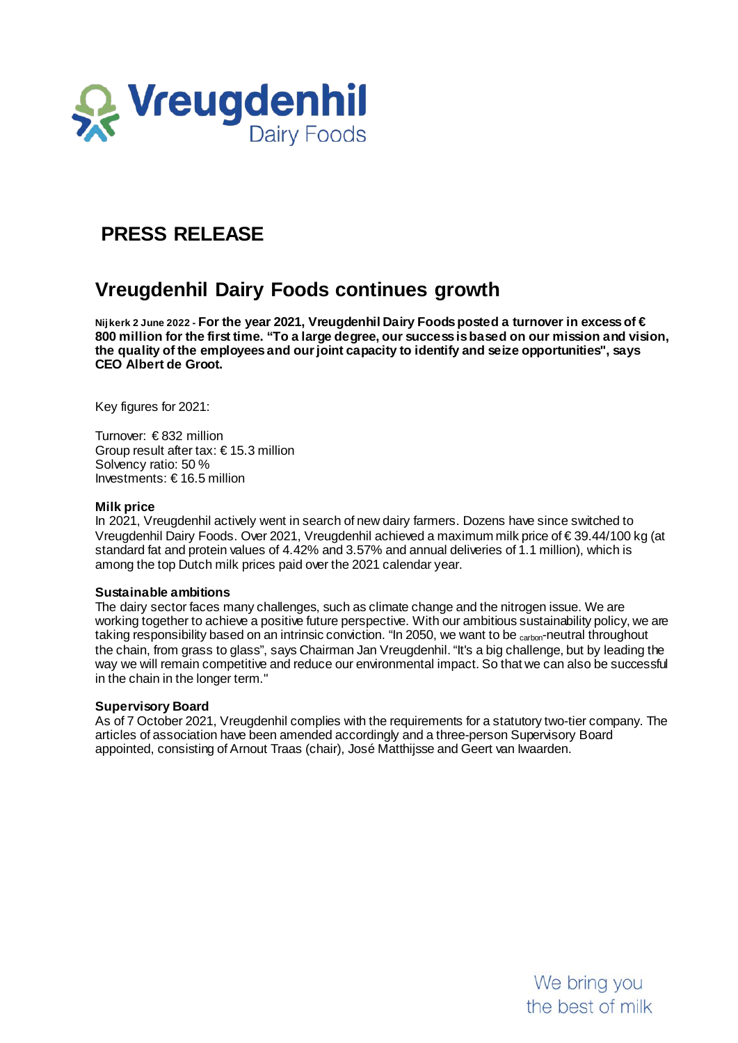Vreugdenhil Dairy Foods

# PRESS RELEASE

## Vreugdenhil Dairy Foods continues growth

**Nijkerk 2 June 2022 - For the year 2021, Vreugdenhil Dairy Foods posted a turnover in excess of € 800 million for the first time. "To a large degree, our success is based on our mission and vision, the quality of the employees and our joint capacity to identify and seize opportunities", says CEO Albert de Groot.**

Key figures for 2021:

Turnover: € 832 million
Group result after tax: € 15.3 million
Solvency ratio: 50 %
Investments: € 16.5 million

**Milk price**

In 2021, Vreugdenhil actively went in search of new dairy farmers. Dozens have since switched to Vreugdenhil Dairy Foods. Over 2021, Vreugdenhil achieved a maximum milk price of € 39.44/100 kg (at standard fat and protein values of 4.42% and 3.57% and annual deliveries of 1.1 million), which is among the top Dutch milk prices paid over the 2021 calendar year.

**Sustainable ambitions**

The dairy sector faces many challenges, such as climate change and the nitrogen issue. We are working together to achieve a positive future perspective. With our ambitious sustainability policy, we are taking responsibility based on an intrinsic conviction. "In 2050, we want to be $_{\text{carbon}}$-neutral throughout the chain, from grass to glass", says Chairman Jan Vreugdenhil. "It's a big challenge, but by leading the way we will remain competitive and reduce our environmental impact. So that we can also be successful in the chain in the longer term."

**Supervisory Board**

As of 7 October 2021, Vreugdenhil complies with the requirements for a statutory two-tier company. The articles of association have been amended accordingly and a three-person Supervisory Board appointed, consisting of Arnout Traas (chair), José Matthijsse and Geert van Iwaarden.

We bring you the best of milk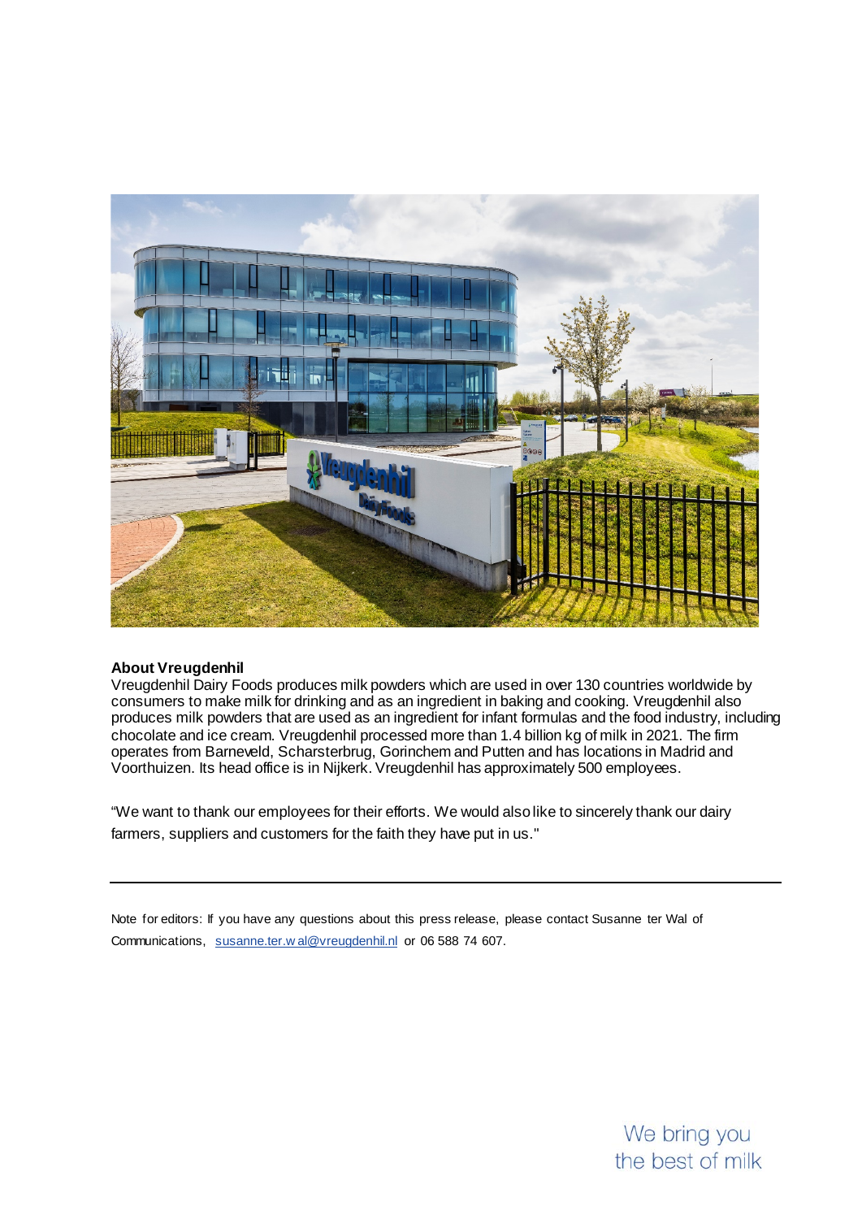**About Vreugdenhil**

Vreugdenhil Dairy Foods produces milk powders which are used in over 130 countries worldwide by consumers to make milk for drinking and as an ingredient in baking and cooking. Vreugdenhil also produces milk powders that are used as an ingredient for infant formulas and the food industry, including chocolate and ice cream. Vreugdenhil processed more than 1.4 billion kg of milk in 2021. The firm operates from Barneveld, Scharsterbrug, Gorinchem and Putten and has locations in Madrid and Voorthuizen. Its head office is in Nijkerk. Vreugdenhil has approximately 500 employees.

"We want to thank our employees for their efforts. We would also like to sincerely thank our dairy farmers, suppliers and customers for the faith they have put in us."

---

Note for editors: If you have any questions about this press release, please contact Susanne ter Wal of Communications, susanne.ter.wal@vreugdenhil.nl or 06 588 74 607.

We bring you the best of milk